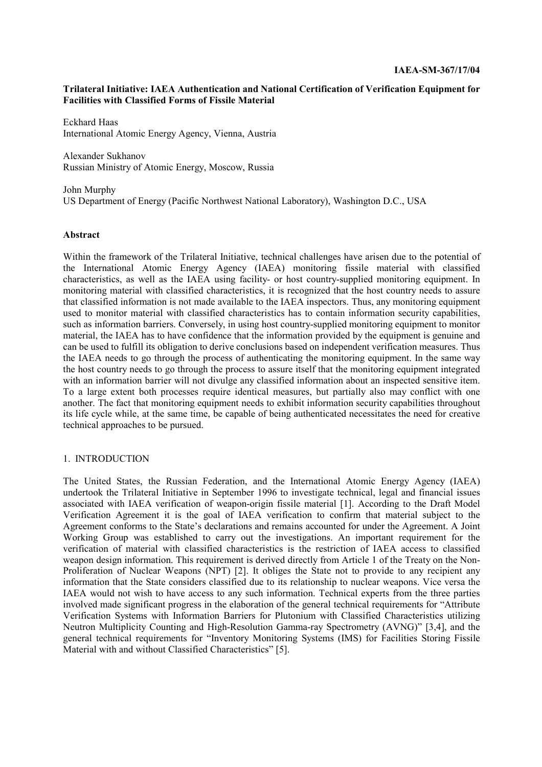IAEA-SM-367/17/04

# Trilateral Initiative: IAEA Authentication and National Certification of Verification Equipment for Facilities with Classified Forms of Fissile Material

Eckhard Haas
International Atomic Energy Agency, Vienna, Austria

Alexander Sukhanov
Russian Ministry of Atomic Energy, Moscow, Russia

John Murphy
US Department of Energy (Pacific Northwest National Laboratory), Washington D.C., USA

## Abstract

Within the framework of the Trilateral Initiative, technical challenges have arisen due to the potential of the International Atomic Energy Agency (IAEA) monitoring fissile material with classified characteristics, as well as the IAEA using facility- or host country-supplied monitoring equipment. In monitoring material with classified characteristics, it is recognized that the host country needs to assure that classified information is not made available to the IAEA inspectors. Thus, any monitoring equipment used to monitor material with classified characteristics has to contain information security capabilities, such as information barriers. Conversely, in using host country-supplied monitoring equipment to monitor material, the IAEA has to have confidence that the information provided by the equipment is genuine and can be used to fulfill its obligation to derive conclusions based on independent verification measures. Thus the IAEA needs to go through the process of authenticating the monitoring equipment. In the same way the host country needs to go through the process to assure itself that the monitoring equipment integrated with an information barrier will not divulge any classified information about an inspected sensitive item. To a large extent both processes require identical measures, but partially also may conflict with one another. The fact that monitoring equipment needs to exhibit information security capabilities throughout its life cycle while, at the same time, be capable of being authenticated necessitates the need for creative technical approaches to be pursued.

## 1. INTRODUCTION

The United States, the Russian Federation, and the International Atomic Energy Agency (IAEA) undertook the Trilateral Initiative in September 1996 to investigate technical, legal and financial issues associated with IAEA verification of weapon-origin fissile material [1]. According to the Draft Model Verification Agreement it is the goal of IAEA verification to confirm that material subject to the Agreement conforms to the State's declarations and remains accounted for under the Agreement. A Joint Working Group was established to carry out the investigations. An important requirement for the verification of material with classified characteristics is the restriction of IAEA access to classified weapon design information. This requirement is derived directly from Article 1 of the Treaty on the Non-Proliferation of Nuclear Weapons (NPT) [2]. It obliges the State not to provide to any recipient any information that the State considers classified due to its relationship to nuclear weapons. Vice versa the IAEA would not wish to have access to any such information. Technical experts from the three parties involved made significant progress in the elaboration of the general technical requirements for "Attribute Verification Systems with Information Barriers for Plutonium with Classified Characteristics utilizing Neutron Multiplicity Counting and High-Resolution Gamma-ray Spectrometry (AVNG)" [3,4], and the general technical requirements for "Inventory Monitoring Systems (IMS) for Facilities Storing Fissile Material with and without Classified Characteristics" [5].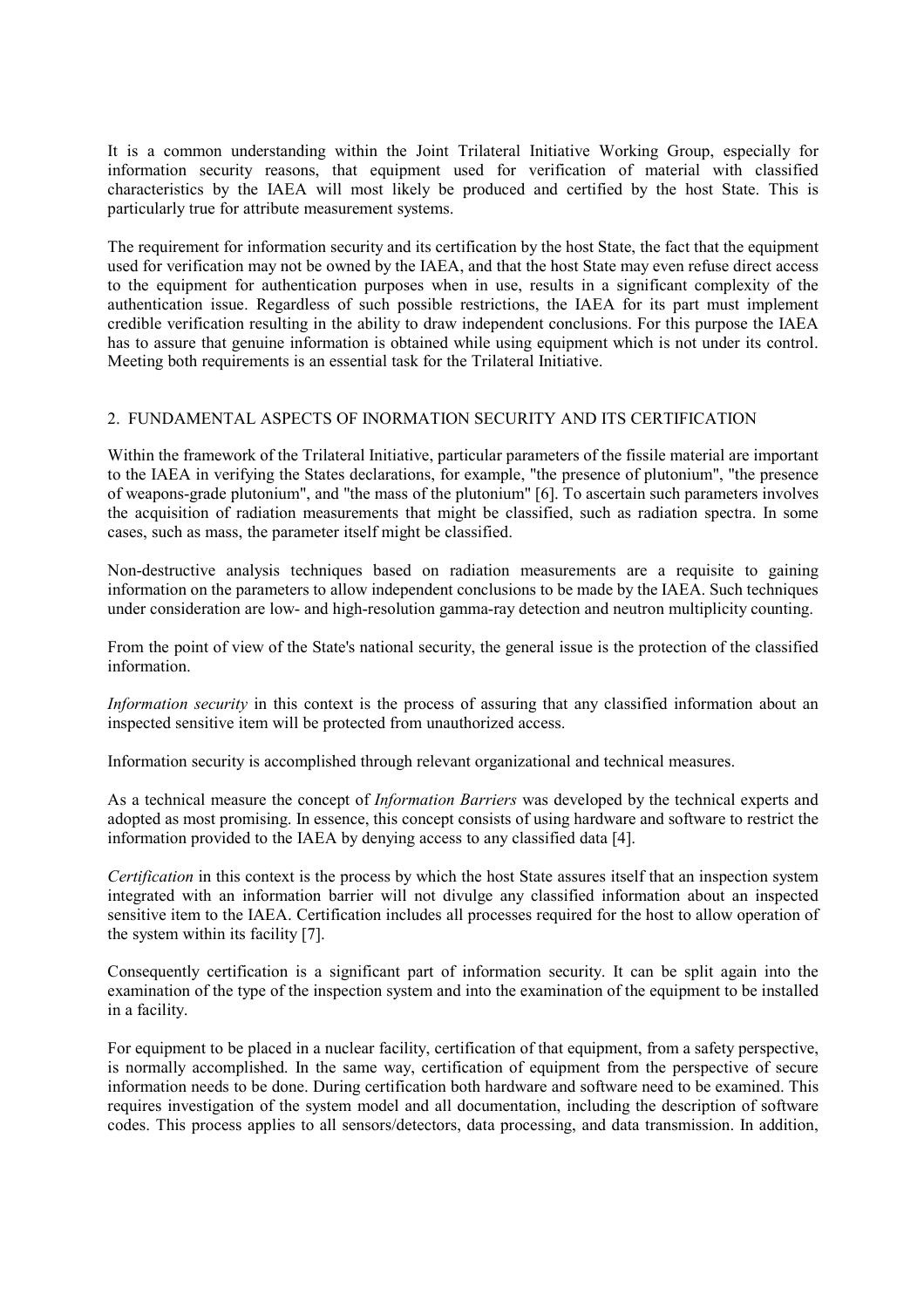It is a common understanding within the Joint Trilateral Initiative Working Group, especially for information security reasons, that equipment used for verification of material with classified characteristics by the IAEA will most likely be produced and certified by the host State. This is particularly true for attribute measurement systems.

The requirement for information security and its certification by the host State, the fact that the equipment used for verification may not be owned by the IAEA, and that the host State may even refuse direct access to the equipment for authentication purposes when in use, results in a significant complexity of the authentication issue. Regardless of such possible restrictions, the IAEA for its part must implement credible verification resulting in the ability to draw independent conclusions. For this purpose the IAEA has to assure that genuine information is obtained while using equipment which is not under its control. Meeting both requirements is an essential task for the Trilateral Initiative.

## 2. FUNDAMENTAL ASPECTS OF INORMATION SECURITY AND ITS CERTIFICATION

Within the framework of the Trilateral Initiative, particular parameters of the fissile material are important to the IAEA in verifying the States declarations, for example, "the presence of plutonium", "the presence of weapons-grade plutonium", and "the mass of the plutonium" [6]. To ascertain such parameters involves the acquisition of radiation measurements that might be classified, such as radiation spectra. In some cases, such as mass, the parameter itself might be classified.

Non-destructive analysis techniques based on radiation measurements are a requisite to gaining information on the parameters to allow independent conclusions to be made by the IAEA. Such techniques under consideration are low- and high-resolution gamma-ray detection and neutron multiplicity counting.

From the point of view of the State's national security, the general issue is the protection of the classified information.

*Information security* in this context is the process of assuring that any classified information about an inspected sensitive item will be protected from unauthorized access.

Information security is accomplished through relevant organizational and technical measures.

As a technical measure the concept of *Information Barriers* was developed by the technical experts and adopted as most promising. In essence, this concept consists of using hardware and software to restrict the information provided to the IAEA by denying access to any classified data [4].

*Certification* in this context is the process by which the host State assures itself that an inspection system integrated with an information barrier will not divulge any classified information about an inspected sensitive item to the IAEA. Certification includes all processes required for the host to allow operation of the system within its facility [7].

Consequently certification is a significant part of information security. It can be split again into the examination of the type of the inspection system and into the examination of the equipment to be installed in a facility.

For equipment to be placed in a nuclear facility, certification of that equipment, from a safety perspective, is normally accomplished. In the same way, certification of equipment from the perspective of secure information needs to be done. During certification both hardware and software need to be examined. This requires investigation of the system model and all documentation, including the description of software codes. This process applies to all sensors/detectors, data processing, and data transmission. In addition,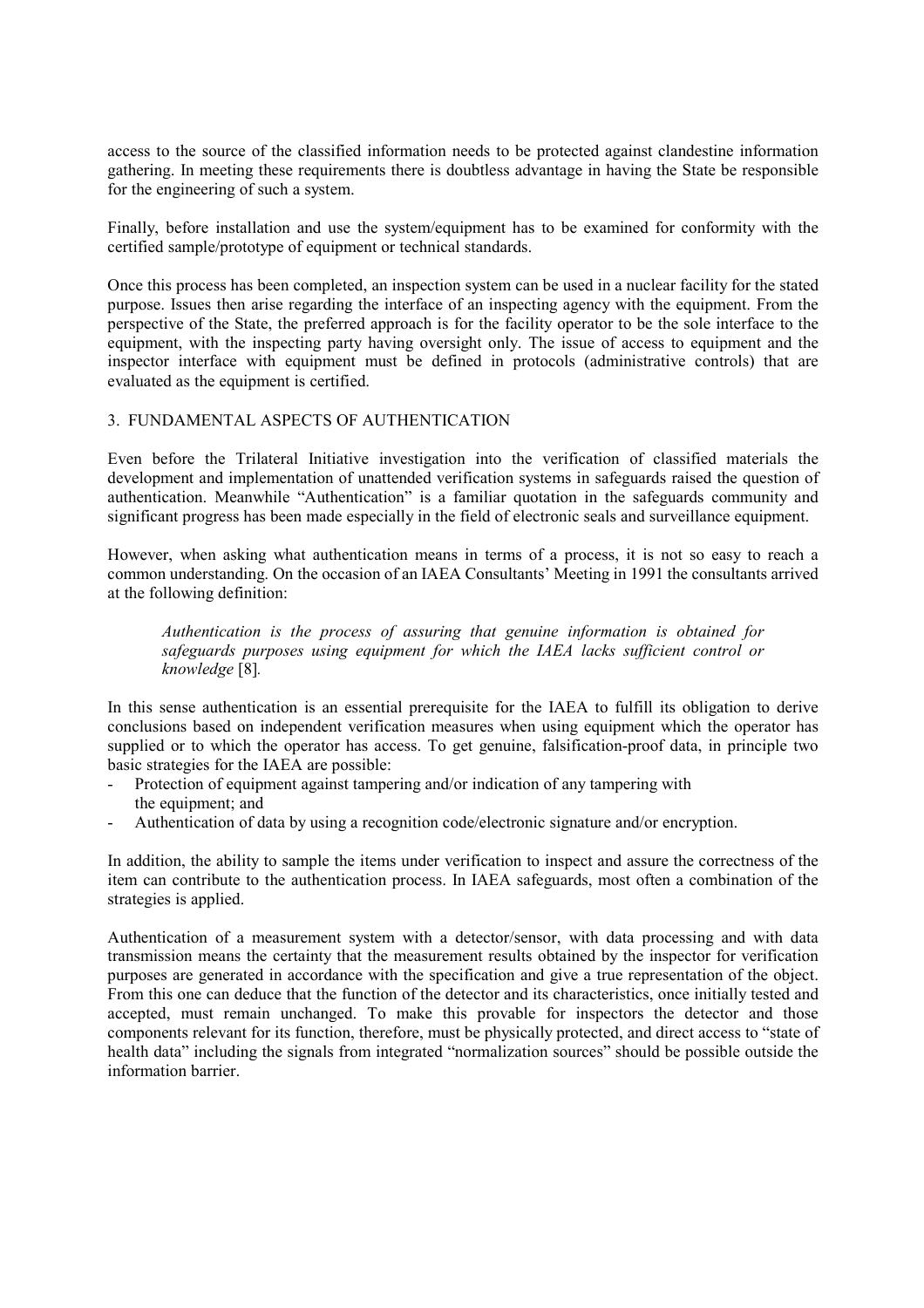access to the source of the classified information needs to be protected against clandestine information gathering. In meeting these requirements there is doubtless advantage in having the State be responsible for the engineering of such a system.

Finally, before installation and use the system/equipment has to be examined for conformity with the certified sample/prototype of equipment or technical standards.

Once this process has been completed, an inspection system can be used in a nuclear facility for the stated purpose. Issues then arise regarding the interface of an inspecting agency with the equipment. From the perspective of the State, the preferred approach is for the facility operator to be the sole interface to the equipment, with the inspecting party having oversight only. The issue of access to equipment and the inspector interface with equipment must be defined in protocols (administrative controls) that are evaluated as the equipment is certified.

## 3. FUNDAMENTAL ASPECTS OF AUTHENTICATION

Even before the Trilateral Initiative investigation into the verification of classified materials the development and implementation of unattended verification systems in safeguards raised the question of authentication. Meanwhile "Authentication" is a familiar quotation in the safeguards community and significant progress has been made especially in the field of electronic seals and surveillance equipment.

However, when asking what authentication means in terms of a process, it is not so easy to reach a common understanding. On the occasion of an IAEA Consultants' Meeting in 1991 the consultants arrived at the following definition:

> *Authentication is the process of assuring that genuine information is obtained for safeguards purposes using equipment for which the IAEA lacks sufficient control or knowledge* [8].

In this sense authentication is an essential prerequisite for the IAEA to fulfill its obligation to derive conclusions based on independent verification measures when using equipment which the operator has supplied or to which the operator has access. To get genuine, falsification-proof data, in principle two basic strategies for the IAEA are possible:

- Protection of equipment against tampering and/or indication of any tampering with the equipment; and
- Authentication of data by using a recognition code/electronic signature and/or encryption.

In addition, the ability to sample the items under verification to inspect and assure the correctness of the item can contribute to the authentication process. In IAEA safeguards, most often a combination of the strategies is applied.

Authentication of a measurement system with a detector/sensor, with data processing and with data transmission means the certainty that the measurement results obtained by the inspector for verification purposes are generated in accordance with the specification and give a true representation of the object. From this one can deduce that the function of the detector and its characteristics, once initially tested and accepted, must remain unchanged. To make this provable for inspectors the detector and those components relevant for its function, therefore, must be physically protected, and direct access to "state of health data" including the signals from integrated "normalization sources" should be possible outside the information barrier.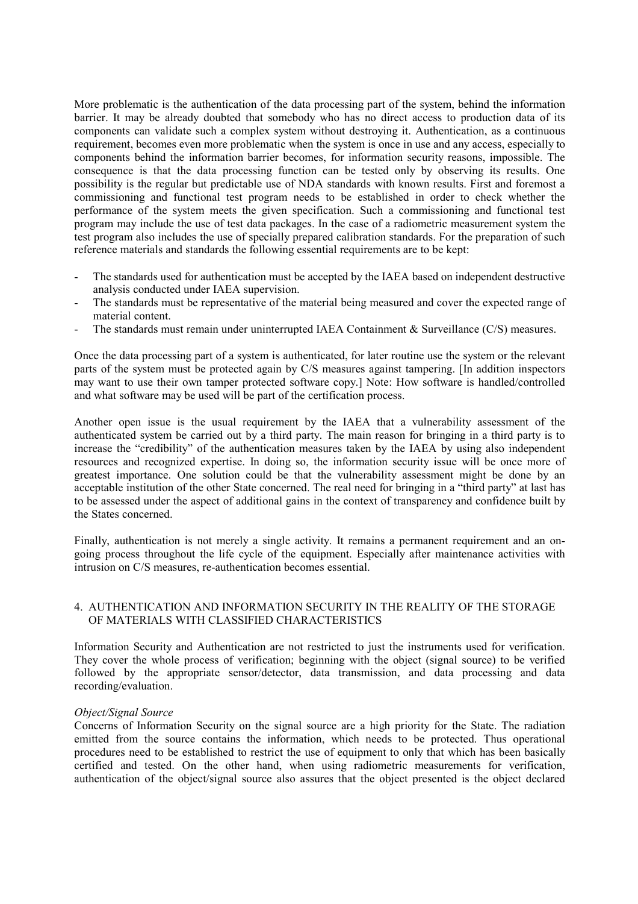More problematic is the authentication of the data processing part of the system, behind the information barrier. It may be already doubted that somebody who has no direct access to production data of its components can validate such a complex system without destroying it. Authentication, as a continuous requirement, becomes even more problematic when the system is once in use and any access, especially to components behind the information barrier becomes, for information security reasons, impossible. The consequence is that the data processing function can be tested only by observing its results. One possibility is the regular but predictable use of NDA standards with known results. First and foremost a commissioning and functional test program needs to be established in order to check whether the performance of the system meets the given specification. Such a commissioning and functional test program may include the use of test data packages. In the case of a radiometric measurement system the test program also includes the use of specially prepared calibration standards. For the preparation of such reference materials and standards the following essential requirements are to be kept:

- The standards used for authentication must be accepted by the IAEA based on independent destructive analysis conducted under IAEA supervision.
- The standards must be representative of the material being measured and cover the expected range of material content.
- The standards must remain under uninterrupted IAEA Containment & Surveillance (C/S) measures.

Once the data processing part of a system is authenticated, for later routine use the system or the relevant parts of the system must be protected again by C/S measures against tampering. [In addition inspectors may want to use their own tamper protected software copy.] Note: How software is handled/controlled and what software may be used will be part of the certification process.

Another open issue is the usual requirement by the IAEA that a vulnerability assessment of the authenticated system be carried out by a third party. The main reason for bringing in a third party is to increase the "credibility" of the authentication measures taken by the IAEA by using also independent resources and recognized expertise. In doing so, the information security issue will be once more of greatest importance. One solution could be that the vulnerability assessment might be done by an acceptable institution of the other State concerned. The real need for bringing in a "third party" at last has to be assessed under the aspect of additional gains in the context of transparency and confidence built by the States concerned.

Finally, authentication is not merely a single activity. It remains a permanent requirement and an on-going process throughout the life cycle of the equipment. Especially after maintenance activities with intrusion on C/S measures, re-authentication becomes essential.

## 4. AUTHENTICATION AND INFORMATION SECURITY IN THE REALITY OF THE STORAGE OF MATERIALS WITH CLASSIFIED CHARACTERISTICS

Information Security and Authentication are not restricted to just the instruments used for verification. They cover the whole process of verification; beginning with the object (signal source) to be verified followed by the appropriate sensor/detector, data transmission, and data processing and data recording/evaluation.

*Object/Signal Source*

Concerns of Information Security on the signal source are a high priority for the State. The radiation emitted from the source contains the information, which needs to be protected. Thus operational procedures need to be established to restrict the use of equipment to only that which has been basically certified and tested. On the other hand, when using radiometric measurements for verification, authentication of the object/signal source also assures that the object presented is the object declared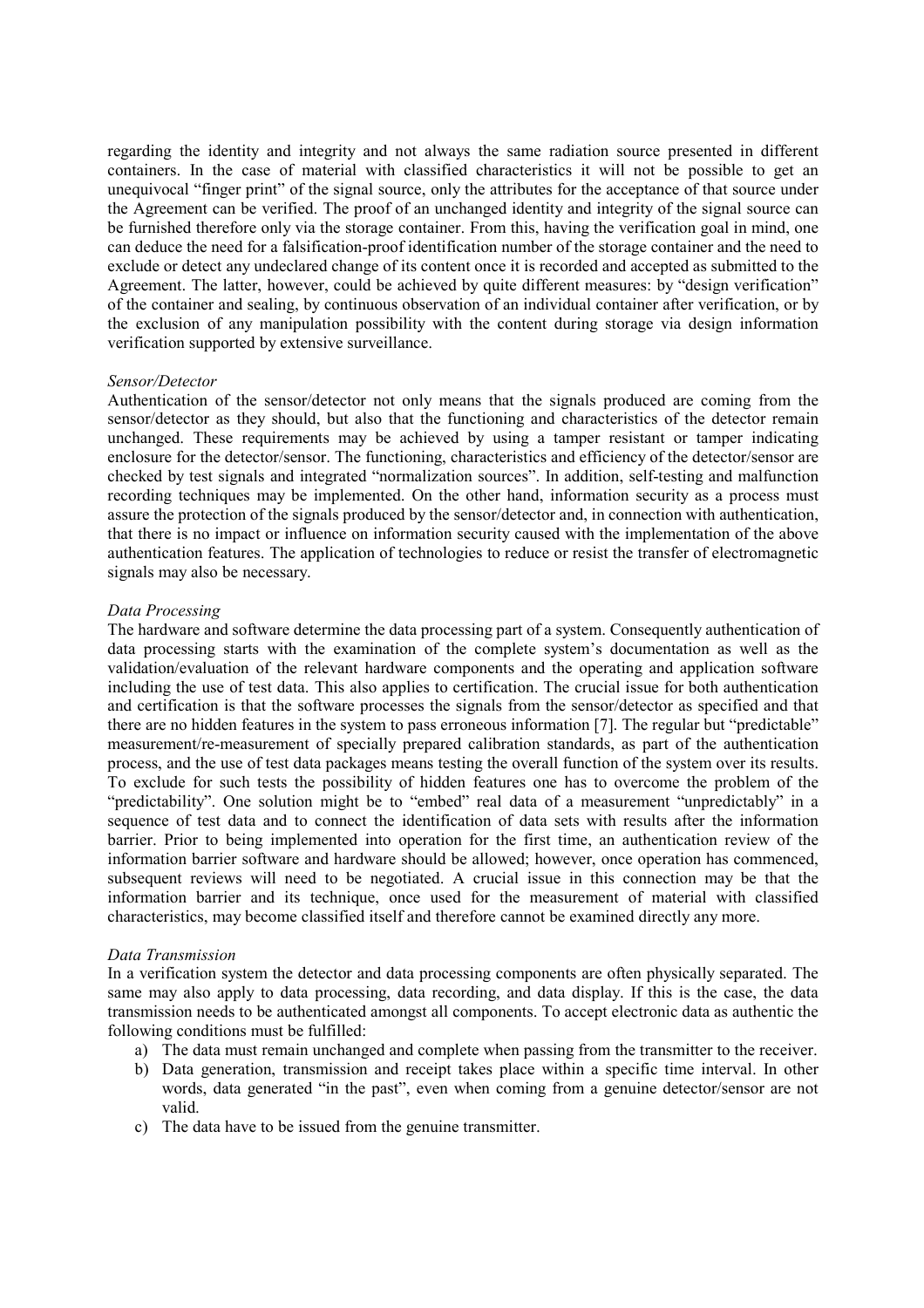regarding the identity and integrity and not always the same radiation source presented in different containers. In the case of material with classified characteristics it will not be possible to get an unequivocal "finger print" of the signal source, only the attributes for the acceptance of that source under the Agreement can be verified. The proof of an unchanged identity and integrity of the signal source can be furnished therefore only via the storage container. From this, having the verification goal in mind, one can deduce the need for a falsification-proof identification number of the storage container and the need to exclude or detect any undeclared change of its content once it is recorded and accepted as submitted to the Agreement. The latter, however, could be achieved by quite different measures: by "design verification" of the container and sealing, by continuous observation of an individual container after verification, or by the exclusion of any manipulation possibility with the content during storage via design information verification supported by extensive surveillance.

*Sensor/Detector*

Authentication of the sensor/detector not only means that the signals produced are coming from the sensor/detector as they should, but also that the functioning and characteristics of the detector remain unchanged. These requirements may be achieved by using a tamper resistant or tamper indicating enclosure for the detector/sensor. The functioning, characteristics and efficiency of the detector/sensor are checked by test signals and integrated "normalization sources". In addition, self-testing and malfunction recording techniques may be implemented. On the other hand, information security as a process must assure the protection of the signals produced by the sensor/detector and, in connection with authentication, that there is no impact or influence on information security caused with the implementation of the above authentication features. The application of technologies to reduce or resist the transfer of electromagnetic signals may also be necessary.

*Data Processing*

The hardware and software determine the data processing part of a system. Consequently authentication of data processing starts with the examination of the complete system's documentation as well as the validation/evaluation of the relevant hardware components and the operating and application software including the use of test data. This also applies to certification. The crucial issue for both authentication and certification is that the software processes the signals from the sensor/detector as specified and that there are no hidden features in the system to pass erroneous information [7]. The regular but "predictable" measurement/re-measurement of specially prepared calibration standards, as part of the authentication process, and the use of test data packages means testing the overall function of the system over its results. To exclude for such tests the possibility of hidden features one has to overcome the problem of the "predictability". One solution might be to "embed" real data of a measurement "unpredictably" in a sequence of test data and to connect the identification of data sets with results after the information barrier. Prior to being implemented into operation for the first time, an authentication review of the information barrier software and hardware should be allowed; however, once operation has commenced, subsequent reviews will need to be negotiated. A crucial issue in this connection may be that the information barrier and its technique, once used for the measurement of material with classified characteristics, may become classified itself and therefore cannot be examined directly any more.

*Data Transmission*

In a verification system the detector and data processing components are often physically separated. The same may also apply to data processing, data recording, and data display. If this is the case, the data transmission needs to be authenticated amongst all components. To accept electronic data as authentic the following conditions must be fulfilled:

a) The data must remain unchanged and complete when passing from the transmitter to the receiver.
b) Data generation, transmission and receipt takes place within a specific time interval. In other words, data generated "in the past", even when coming from a genuine detector/sensor are not valid.
c) The data have to be issued from the genuine transmitter.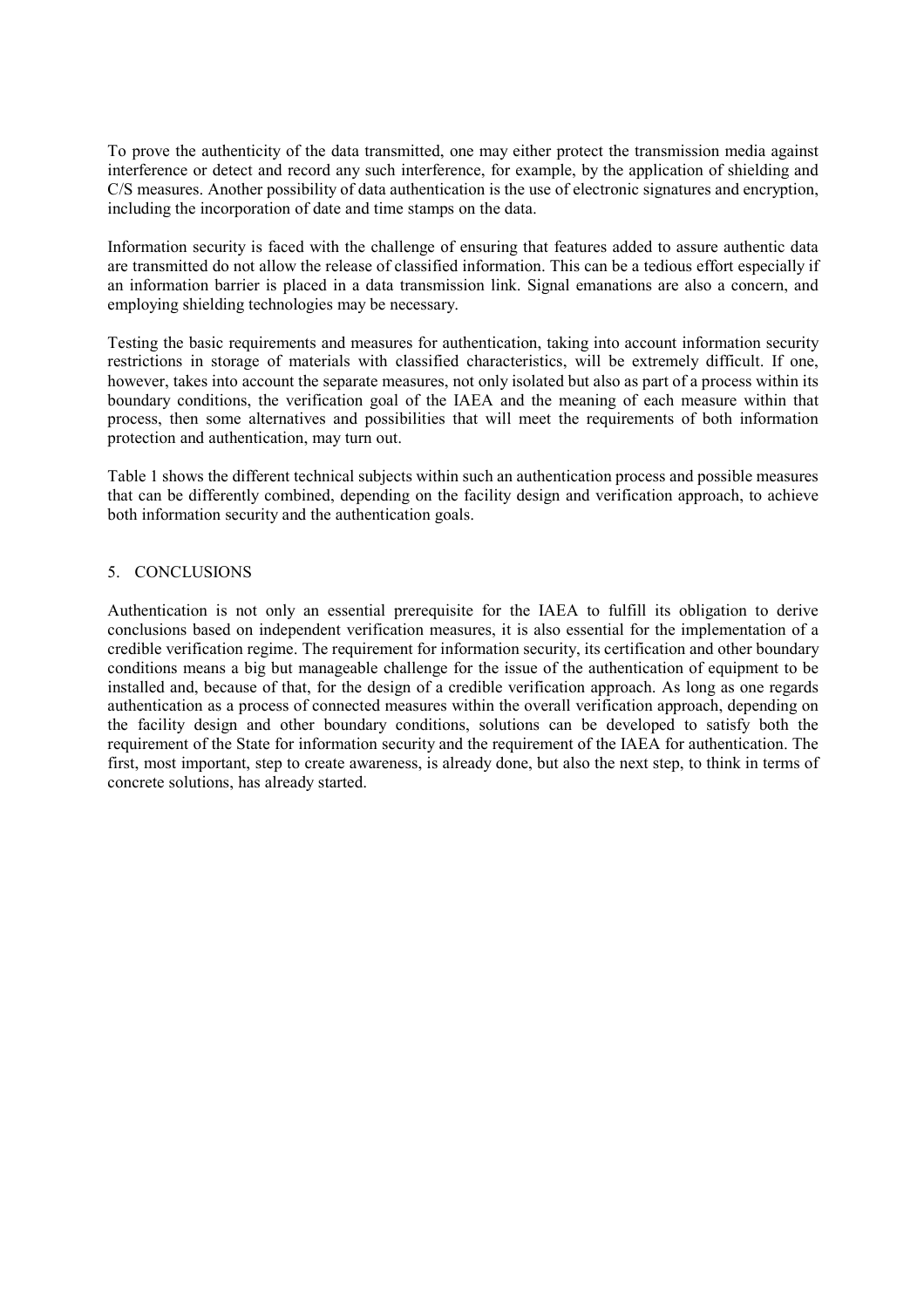To prove the authenticity of the data transmitted, one may either protect the transmission media against interference or detect and record any such interference, for example, by the application of shielding and C/S measures. Another possibility of data authentication is the use of electronic signatures and encryption, including the incorporation of date and time stamps on the data.

Information security is faced with the challenge of ensuring that features added to assure authentic data are transmitted do not allow the release of classified information. This can be a tedious effort especially if an information barrier is placed in a data transmission link. Signal emanations are also a concern, and employing shielding technologies may be necessary.

Testing the basic requirements and measures for authentication, taking into account information security restrictions in storage of materials with classified characteristics, will be extremely difficult. If one, however, takes into account the separate measures, not only isolated but also as part of a process within its boundary conditions, the verification goal of the IAEA and the meaning of each measure within that process, then some alternatives and possibilities that will meet the requirements of both information protection and authentication, may turn out.

Table 1 shows the different technical subjects within such an authentication process and possible measures that can be differently combined, depending on the facility design and verification approach, to achieve both information security and the authentication goals.

## 5. CONCLUSIONS

Authentication is not only an essential prerequisite for the IAEA to fulfill its obligation to derive conclusions based on independent verification measures, it is also essential for the implementation of a credible verification regime. The requirement for information security, its certification and other boundary conditions means a big but manageable challenge for the issue of the authentication of equipment to be installed and, because of that, for the design of a credible verification approach. As long as one regards authentication as a process of connected measures within the overall verification approach, depending on the facility design and other boundary conditions, solutions can be developed to satisfy both the requirement of the State for information security and the requirement of the IAEA for authentication. The first, most important, step to create awareness, is already done, but also the next step, to think in terms of concrete solutions, has already started.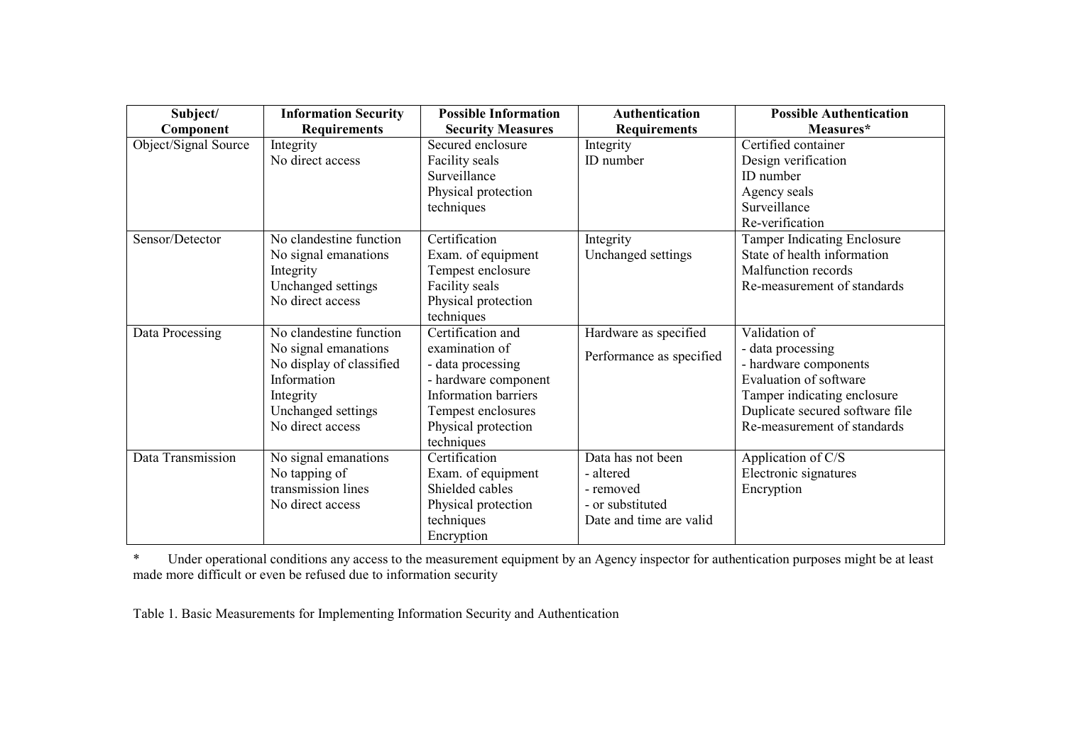| Subject/ Component | Information Security Requirements | Possible Information Security Measures | Authentication Requirements | Possible Authentication Measures* |
|---|---|---|---|---|
| Object/Signal Source | Integrity<br>No direct access | Secured enclosure<br>Facility seals<br>Surveillance<br>Physical protection techniques | Integrity<br>ID number | Certified container<br>Design verification<br>ID number<br>Agency seals<br>Surveillance<br>Re-verification |
| Sensor/Detector | No clandestine function<br>No signal emanations<br>Integrity<br>Unchanged settings<br>No direct access | Certification<br>Exam. of equipment<br>Tempest enclosure<br>Facility seals<br>Physical protection techniques | Integrity<br>Unchanged settings | Tamper Indicating Enclosure<br>State of health information<br>Malfunction records<br>Re-measurement of standards |
| Data Processing | No clandestine function<br>No signal emanations<br>No display of classified Information<br>Integrity<br>Unchanged settings<br>No direct access | Certification and examination of<br>- data processing<br>- hardware component<br>Information barriers<br>Tempest enclosures<br>Physical protection techniques | Hardware as specified<br>Performance as specified | Validation of<br>- data processing<br>- hardware components<br>Evaluation of software<br>Tamper indicating enclosure<br>Duplicate secured software file<br>Re-measurement of standards |
| Data Transmission | No signal emanations<br>No tapping of transmission lines<br>No direct access | Certification<br>Exam. of equipment<br>Shielded cables<br>Physical protection techniques<br>Encryption | Data has not been<br>- altered<br>- removed<br>- or substituted<br>Date and time are valid | Application of C/S<br>Electronic signatures<br>Encryption |

\* Under operational conditions any access to the measurement equipment by an Agency inspector for authentication purposes might be at least made more difficult or even be refused due to information security

Table 1. Basic Measurements for Implementing Information Security and Authentication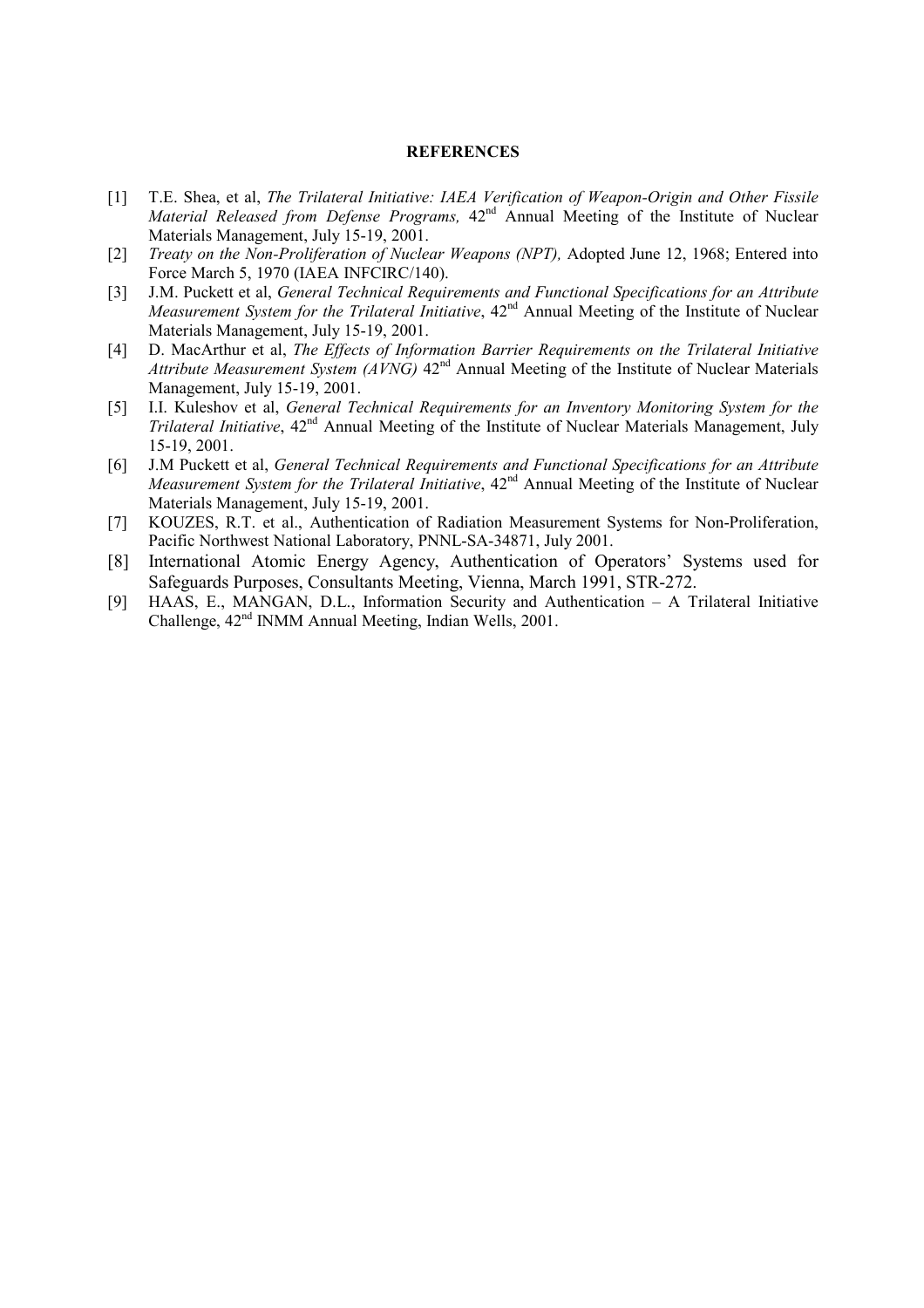**REFERENCES**

[1] T.E. Shea, et al, *The Trilateral Initiative: IAEA Verification of Weapon-Origin and Other Fissile Material Released from Defense Programs,* 42nd Annual Meeting of the Institute of Nuclear Materials Management, July 15-19, 2001.

[2] *Treaty on the Non-Proliferation of Nuclear Weapons (NPT),* Adopted June 12, 1968; Entered into Force March 5, 1970 (IAEA INFCIRC/140).

[3] J.M. Puckett et al, *General Technical Requirements and Functional Specifications for an Attribute Measurement System for the Trilateral Initiative*, 42nd Annual Meeting of the Institute of Nuclear Materials Management, July 15-19, 2001.

[4] D. MacArthur et al, *The Effects of Information Barrier Requirements on the Trilateral Initiative Attribute Measurement System (AVNG)* 42nd Annual Meeting of the Institute of Nuclear Materials Management, July 15-19, 2001.

[5] I.I. Kuleshov et al, *General Technical Requirements for an Inventory Monitoring System for the Trilateral Initiative*, 42nd Annual Meeting of the Institute of Nuclear Materials Management, July 15-19, 2001.

[6] J.M Puckett et al, *General Technical Requirements and Functional Specifications for an Attribute Measurement System for the Trilateral Initiative*, 42nd Annual Meeting of the Institute of Nuclear Materials Management, July 15-19, 2001.

[7] KOUZES, R.T. et al., Authentication of Radiation Measurement Systems for Non-Proliferation, Pacific Northwest National Laboratory, PNNL-SA-34871, July 2001.

[8] International Atomic Energy Agency, Authentication of Operators' Systems used for Safeguards Purposes, Consultants Meeting, Vienna, March 1991, STR-272.

[9] HAAS, E., MANGAN, D.L., Information Security and Authentication – A Trilateral Initiative Challenge, 42nd INMM Annual Meeting, Indian Wells, 2001.